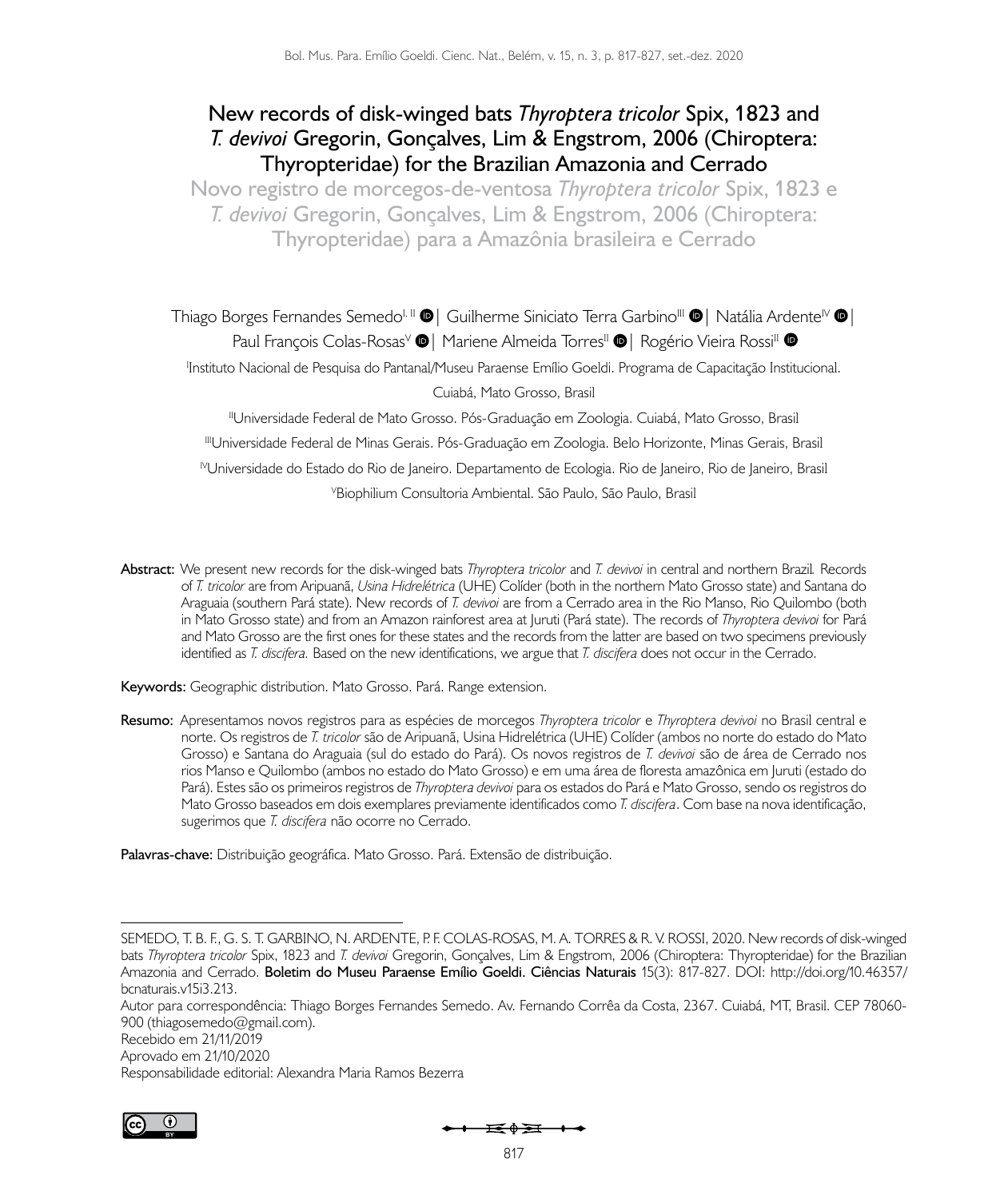# New records of disk-winged bats *Thyroptera tricolor* Spix, 1823 and *T. devivoi* Gregorin, Gonçalves, Lim & Engstrom, 2006 (Chiroptera: Thyropteridae) for the Brazilian Amazonia and Cerrado

## Novo registro de morcegos-de-ventosa *Thyroptera tricolor* Spix, 1823 e *T. devivoi* Gregorin, Gonçalves, Lim & Engstrom, 2006 (Chiroptera: Thyropteridae) para a Amazônia brasileira e Cerrado

Thiago Borges Fernandes Semedo[I, II] | Guilherme Siniciato Terra Garbino[III] | Natália Ardente[IV] | Paul François Colas-Rosas[V] | Mariene Almeida Torres[II] | Rogério Vieira Rossi[II]

[I]Instituto Nacional de Pesquisa do Pantanal/Museu Paraense Emílio Goeldi. Programa de Capacitação Institucional. Cuiabá, Mato Grosso, Brasil

[II]Universidade Federal de Mato Grosso. Pós-Graduação em Zoologia. Cuiabá, Mato Grosso, Brasil

[III]Universidade Federal de Minas Gerais. Pós-Graduação em Zoologia. Belo Horizonte, Minas Gerais, Brasil

[IV]Universidade do Estado do Rio de Janeiro. Departamento de Ecologia. Rio de Janeiro, Rio de Janeiro, Brasil

[V]Biophilium Consultoria Ambiental. São Paulo, São Paulo, Brasil

**Abstract:** We present new records for the disk-winged bats *Thyroptera tricolor* and *T. devivoi* in central and northern Brazil. Records of *T. tricolor* are from Aripuanã, *Usina Hidrelétrica* (UHE) Colíder (both in the northern Mato Grosso state) and Santana do Araguaia (southern Pará state). New records of *T. devivoi* are from a Cerrado area in the Rio Manso, Rio Quilombo (both in Mato Grosso state) and from an Amazon rainforest area at Juruti (Pará state). The records of *Thyroptera devivoi* for Pará and Mato Grosso are the first ones for these states and the records from the latter are based on two specimens previously identified as *T. discifera.* Based on the new identifications, we argue that *T. discifera* does not occur in the Cerrado.

**Keywords:** Geographic distribution. Mato Grosso. Pará. Range extension.

**Resumo:** Apresentamos novos registros para as espécies de morcegos *Thyroptera tricolor* e *Thyroptera devivoi* no Brasil central e norte. Os registros de *T. tricolor* são de Aripuanã, Usina Hidrelétrica (UHE) Colíder (ambos no norte do estado do Mato Grosso) e Santana do Araguaia (sul do estado do Pará). Os novos registros de *T. devivoi* são de área de Cerrado nos rios Manso e Quilombo (ambos no estado do Mato Grosso) e em uma área de floresta amazônica em Juruti (estado do Pará). Estes são os primeiros registros de *Thyroptera devivoi* para os estados do Pará e Mato Grosso, sendo os registros do Mato Grosso baseados em dois exemplares previamente identificados como *T. discifera*. Com base na nova identificação, sugerimos que *T. discifera* não ocorre no Cerrado.

**Palavras-chave:** Distribuição geográfica. Mato Grosso. Pará. Extensão de distribuição.

---

SEMEDO, T. B. F., G. S. T. GARBINO, N. ARDENTE, P. F. COLAS-ROSAS, M. A. TORRES & R. V. ROSSI, 2020. New records of disk-winged bats *Thyroptera tricolor* Spix, 1823 and *T. devivoi* Gregorin, Gonçalves, Lim & Engstrom, 2006 (Chiroptera: Thyropteridae) for the Brazilian Amazonia and Cerrado. **Boletim do Museu Paraense Emílio Goeldi. Ciências Naturais** 15(3): 817-827. DOI: http://doi.org/10.46357/bcnaturais.v15i3.213.

Autor para correspondência: Thiago Borges Fernandes Semedo. Av. Fernando Corrêa da Costa, 2367. Cuiabá, MT, Brasil. CEP 78060-900 (thiagosemedo@gmail.com).

Recebido em 21/11/2019

Aprovado em 21/10/2020

Responsabilidade editorial: Alexandra Maria Ramos Bezerra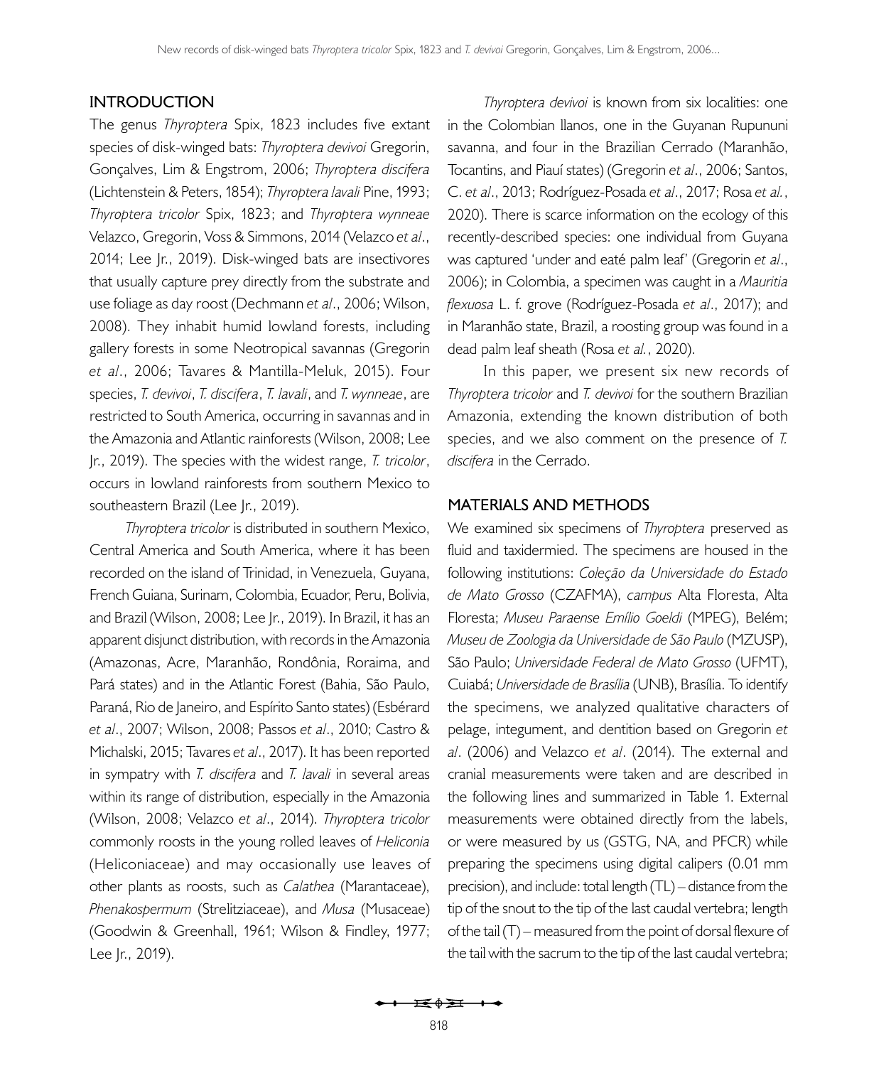## INTRODUCTION

The genus *Thyroptera* Spix, 1823 includes five extant species of disk-winged bats: *Thyroptera devivoi* Gregorin, Gonçalves, Lim & Engstrom, 2006; *Thyroptera discifera* (Lichtenstein & Peters, 1854); *Thyroptera lavali* Pine, 1993; *Thyroptera tricolor* Spix, 1823; and *Thyroptera wynneae* Velazco, Gregorin, Voss & Simmons, 2014 (Velazco *et al*., 2014; Lee Jr., 2019). Disk-winged bats are insectivores that usually capture prey directly from the substrate and use foliage as day roost (Dechmann *et al*., 2006; Wilson, 2008). They inhabit humid lowland forests, including gallery forests in some Neotropical savannas (Gregorin *et al*., 2006; Tavares & Mantilla-Meluk, 2015). Four species, *T. devivoi*, *T. discifera*, *T. lavali*, and *T. wynneae*, are restricted to South America, occurring in savannas and in the Amazonia and Atlantic rainforests (Wilson, 2008; Lee Jr., 2019). The species with the widest range, *T. tricolor*, occurs in lowland rainforests from southern Mexico to southeastern Brazil (Lee Jr., 2019).

*Thyroptera tricolor* is distributed in southern Mexico, Central America and South America, where it has been recorded on the island of Trinidad, in Venezuela, Guyana, French Guiana, Surinam, Colombia, Ecuador, Peru, Bolivia, and Brazil (Wilson, 2008; Lee Jr., 2019). In Brazil, it has an apparent disjunct distribution, with records in the Amazonia (Amazonas, Acre, Maranhão, Rondônia, Roraima, and Pará states) and in the Atlantic Forest (Bahia, São Paulo, Paraná, Rio de Janeiro, and Espírito Santo states) (Esbérard *et al*., 2007; Wilson, 2008; Passos *et al*., 2010; Castro & Michalski, 2015; Tavares *et al*., 2017). It has been reported in sympatry with *T. discifera* and *T. lavali* in several areas within its range of distribution, especially in the Amazonia (Wilson, 2008; Velazco *et al*., 2014). *Thyroptera tricolor* commonly roosts in the young rolled leaves of *Heliconia* (Heliconiaceae) and may occasionally use leaves of other plants as roosts, such as *Calathea* (Marantaceae), *Phenakospermum* (Strelitziaceae), and *Musa* (Musaceae) (Goodwin & Greenhall, 1961; Wilson & Findley, 1977; Lee Jr., 2019).

*Thyroptera devivoi* is known from six localities: one in the Colombian llanos, one in the Guyanan Rupununi savanna, and four in the Brazilian Cerrado (Maranhão, Tocantins, and Piauí states) (Gregorin *et al*., 2006; Santos, C. *et al*., 2013; Rodríguez-Posada *et al*., 2017; Rosa *et al.*, 2020). There is scarce information on the ecology of this recently-described species: one individual from Guyana was captured 'under and eaté palm leaf' (Gregorin *et al*., 2006); in Colombia, a specimen was caught in a *Mauritia flexuosa* L. f. grove (Rodríguez-Posada *et al*., 2017); and in Maranhão state, Brazil, a roosting group was found in a dead palm leaf sheath (Rosa *et al.*, 2020).

In this paper, we present six new records of *Thyroptera tricolor* and *T. devivoi* for the southern Brazilian Amazonia, extending the known distribution of both species, and we also comment on the presence of *T. discifera* in the Cerrado.

## MATERIALS AND METHODS

We examined six specimens of *Thyroptera* preserved as fluid and taxidermied. The specimens are housed in the following institutions: *Coleção da Universidade do Estado de Mato Grosso* (CZAFMA), *campus* Alta Floresta, Alta Floresta; *Museu Paraense Emílio Goeldi* (MPEG), Belém; *Museu de Zoologia da Universidade de São Paulo* (MZUSP), São Paulo; *Universidade Federal de Mato Grosso* (UFMT), Cuiabá; *Universidade de Brasília* (UNB), Brasília. To identify the specimens, we analyzed qualitative characters of pelage, integument, and dentition based on Gregorin *et al*. (2006) and Velazco *et al*. (2014). The external and cranial measurements were taken and are described in the following lines and summarized in Table 1. External measurements were obtained directly from the labels, or were measured by us (GSTG, NA, and PFCR) while preparing the specimens using digital calipers (0.01 mm precision), and include: total length (TL) – distance from the tip of the snout to the tip of the last caudal vertebra; length of the tail (T) – measured from the point of dorsal flexure of the tail with the sacrum to the tip of the last caudal vertebra;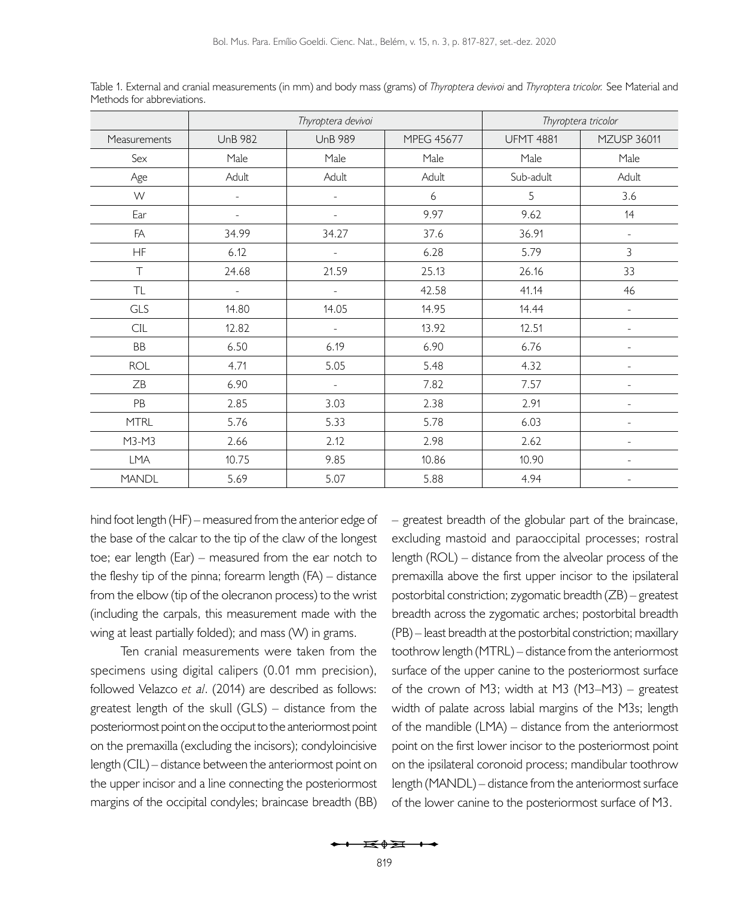Table 1. External and cranial measurements (in mm) and body mass (grams) of *Thyroptera devivoi* and *Thyroptera tricolor.* See Material and Methods for abbreviations.

| | *Thyroptera devivoi* | | | *Thyroptera tricolor* | |
|---|---|---|---|---|---|
| Measurements | UnB 982 | UnB 989 | MPEG 45677 | UFMT 4881 | MZUSP 36011 |
| Sex | Male | Male | Male | Male | Male |
| Age | Adult | Adult | Adult | Sub-adult | Adult |
| W | - | - | 6 | 5 | 3.6 |
| Ear | - | - | 9.97 | 9.62 | 14 |
| FA | 34.99 | 34.27 | 37.6 | 36.91 | - |
| HF | 6.12 | - | 6.28 | 5.79 | 3 |
| T | 24.68 | 21.59 | 25.13 | 26.16 | 33 |
| TL | - | - | 42.58 | 41.14 | 46 |
| GLS | 14.80 | 14.05 | 14.95 | 14.44 | - |
| CIL | 12.82 | - | 13.92 | 12.51 | - |
| BB | 6.50 | 6.19 | 6.90 | 6.76 | - |
| ROL | 4.71 | 5.05 | 5.48 | 4.32 | - |
| ZB | 6.90 | - | 7.82 | 7.57 | - |
| PB | 2.85 | 3.03 | 2.38 | 2.91 | - |
| MTRL | 5.76 | 5.33 | 5.78 | 6.03 | - |
| M3-M3 | 2.66 | 2.12 | 2.98 | 2.62 | - |
| LMA | 10.75 | 9.85 | 10.86 | 10.90 | - |
| MANDL | 5.69 | 5.07 | 5.88 | 4.94 | - |

hind foot length (HF) – measured from the anterior edge of the base of the calcar to the tip of the claw of the longest toe; ear length (Ear) – measured from the ear notch to the fleshy tip of the pinna; forearm length (FA) – distance from the elbow (tip of the olecranon process) to the wrist (including the carpals, this measurement made with the wing at least partially folded); and mass (W) in grams.

Ten cranial measurements were taken from the specimens using digital calipers (0.01 mm precision), followed Velazco *et al*. (2014) are described as follows: greatest length of the skull (GLS) – distance from the posteriormost point on the occiput to the anteriormost point on the premaxilla (excluding the incisors); condyloincisive length (CIL) – distance between the anteriormost point on the upper incisor and a line connecting the posteriormost margins of the occipital condyles; braincase breadth (BB) – greatest breadth of the globular part of the braincase, excluding mastoid and paraoccipital processes; rostral length (ROL) – distance from the alveolar process of the premaxilla above the first upper incisor to the ipsilateral postorbital constriction; zygomatic breadth (ZB) – greatest breadth across the zygomatic arches; postorbital breadth (PB) – least breadth at the postorbital constriction; maxillary toothrow length (MTRL) – distance from the anteriormost surface of the upper canine to the posteriormost surface of the crown of M3; width at M3 (M3–M3) – greatest width of palate across labial margins of the M3s; length of the mandible (LMA) – distance from the anteriormost point on the first lower incisor to the posteriormost point on the ipsilateral coronoid process; mandibular toothrow length (MANDL) – distance from the anteriormost surface of the lower canine to the posteriormost surface of M3.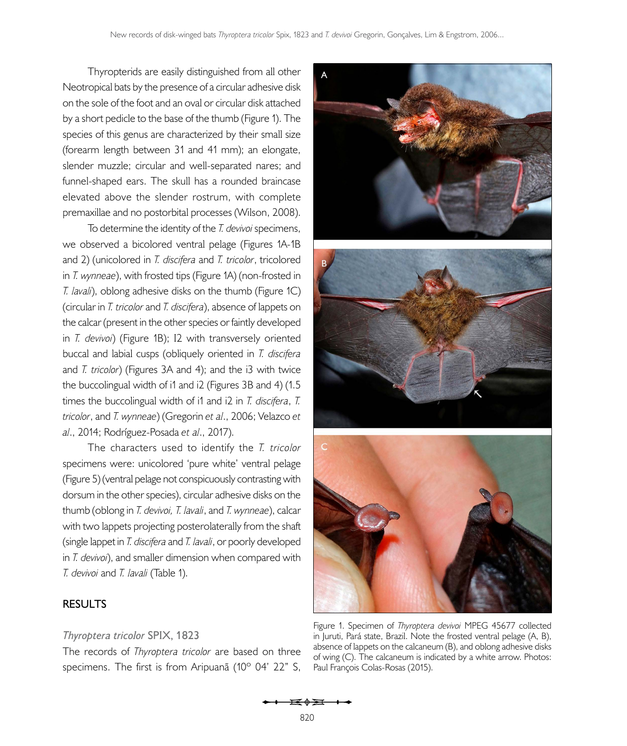Thyropterids are easily distinguished from all other Neotropical bats by the presence of a circular adhesive disk on the sole of the foot and an oval or circular disk attached by a short pedicle to the base of the thumb (Figure 1). The species of this genus are characterized by their small size (forearm length between 31 and 41 mm); an elongate, slender muzzle; circular and well-separated nares; and funnel-shaped ears. The skull has a rounded braincase elevated above the slender rostrum, with complete premaxillae and no postorbital processes (Wilson, 2008).

To determine the identity of the *T. devivoi* specimens, we observed a bicolored ventral pelage (Figures 1A-1B and 2) (unicolored in *T. discifera* and *T. tricolor*, tricolored in *T. wynneae*), with frosted tips (Figure 1A) (non-frosted in *T. lavali*), oblong adhesive disks on the thumb (Figure 1C) (circular in *T. tricolor* and *T. discifera*), absence of lappets on the calcar (present in the other species or faintly developed in *T. devivoi*) (Figure 1B); I2 with transversely oriented buccal and labial cusps (obliquely oriented in *T. discifera* and *T. tricolor*) (Figures 3A and 4); and the i3 with twice the buccolingual width of i1 and i2 (Figures 3B and 4) (1.5 times the buccolingual width of i1 and i2 in *T. discifera*, *T. tricolor*, and *T. wynneae*) (Gregorin *et al*., 2006; Velazco *et al*., 2014; Rodríguez-Posada *et al*., 2017).

The characters used to identify the *T. tricolor* specimens were: unicolored 'pure white' ventral pelage (Figure 5) (ventral pelage not conspicuously contrasting with dorsum in the other species), circular adhesive disks on the thumb (oblong in *T. devivoi, T. lavali*, and *T. wynneae*), calcar with two lappets projecting posterolaterally from the shaft (single lappet in *T. discifera* and *T. lavali*, or poorly developed in *T. devivoi*), and smaller dimension when compared with *T. devivoi* and *T. lavali* (Table 1).

Figure 1. Specimen of *Thyroptera devivoi* MPEG 45677 collected in Juruti, Pará state, Brazil. Note the frosted ventral pelage (A, B), absence of lappets on the calcaneum (B), and oblong adhesive disks of wing (C). The calcaneum is indicated by a white arrow. Photos: Paul François Colas-Rosas (2015).

## RESULTS

### *Thyroptera tricolor* SPIX, 1823

The records of *Thyroptera tricolor* are based on three specimens. The first is from Aripuanã (10° 04' 22" S,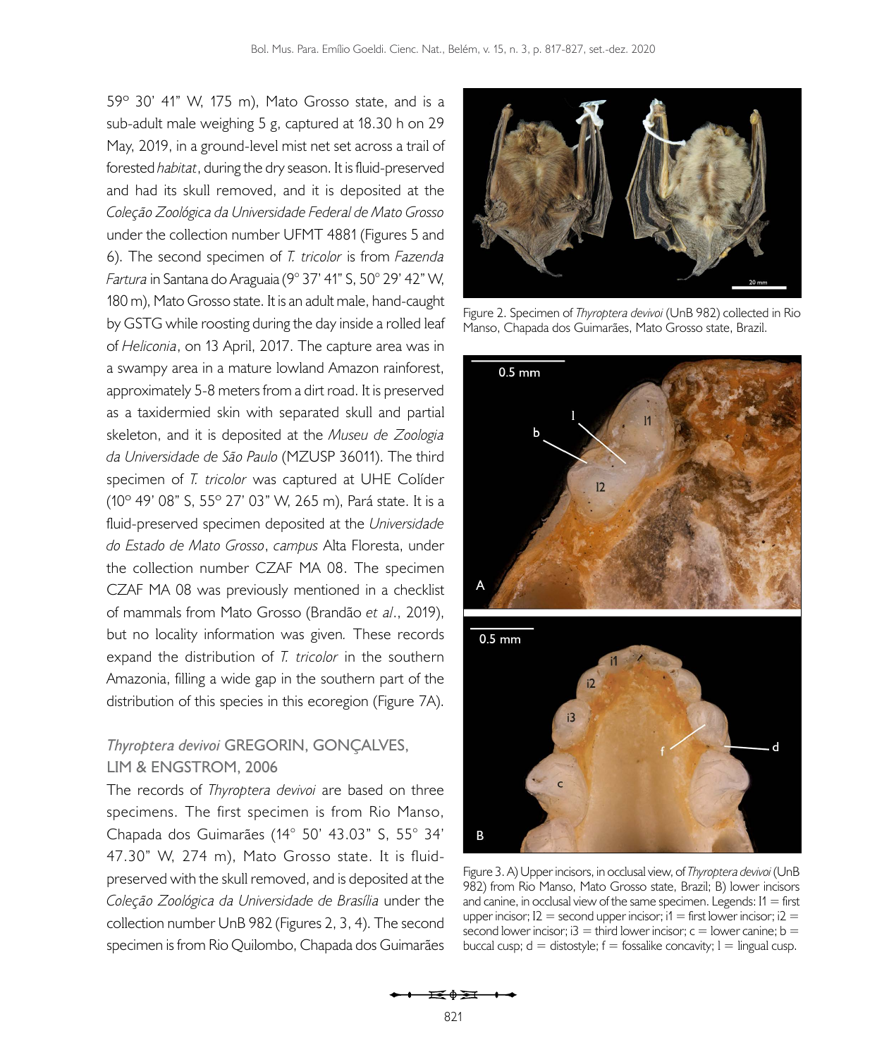59° 30' 41" W, 175 m), Mato Grosso state, and is a sub-adult male weighing 5 g, captured at 18.30 h on 29 May, 2019, in a ground-level mist net set across a trail of forested *habitat*, during the dry season. It is fluid-preserved and had its skull removed, and it is deposited at the *Coleção Zoológica da Universidade Federal de Mato Grosso* under the collection number UFMT 4881 (Figures 5 and 6). The second specimen of *T. tricolor* is from *Fazenda Fartura* in Santana do Araguaia (9° 37' 41" S, 50° 29' 42" W, 180 m), Mato Grosso state. It is an adult male, hand-caught by GSTG while roosting during the day inside a rolled leaf of *Heliconia*, on 13 April, 2017. The capture area was in a swampy area in a mature lowland Amazon rainforest, approximately 5-8 meters from a dirt road. It is preserved as a taxidermied skin with separated skull and partial skeleton, and it is deposited at the *Museu de Zoologia da Universidade de São Paulo* (MZUSP 36011). The third specimen of *T. tricolor* was captured at UHE Colíder (10° 49' 08" S, 55° 27' 03" W, 265 m), Pará state. It is a fluid-preserved specimen deposited at the *Universidade do Estado de Mato Grosso*, *campus* Alta Floresta, under the collection number CZAF MA 08. The specimen CZAF MA 08 was previously mentioned in a checklist of mammals from Mato Grosso (Brandão *et al*., 2019), but no locality information was given. These records expand the distribution of *T. tricolor* in the southern Amazonia, filling a wide gap in the southern part of the distribution of this species in this ecoregion (Figure 7A).

### *Thyroptera devivoi* GREGORIN, GONÇALVES, LIM & ENGSTROM, 2006

The records of *Thyroptera devivoi* are based on three specimens. The first specimen is from Rio Manso, Chapada dos Guimarães (14° 50' 43.03" S, 55° 34' 47.30" W, 274 m), Mato Grosso state. It is fluid-preserved with the skull removed, and is deposited at the *Coleção Zoológica da Universidade de Brasília* under the collection number UnB 982 (Figures 2, 3, 4). The second specimen is from Rio Quilombo, Chapada dos Guimarães

Figure 2. Specimen of *Thyroptera devivoi* (UnB 982) collected in Rio Manso, Chapada dos Guimarães, Mato Grosso state, Brazil.

Figure 3. A) Upper incisors, in occlusal view, of *Thyroptera devivoi* (UnB 982) from Rio Manso, Mato Grosso state, Brazil; B) lower incisors and canine, in occlusal view of the same specimen. Legends: I1 = first upper incisor; I2 = second upper incisor; i1 = first lower incisor; i2 = second lower incisor; i3 = third lower incisor; c = lower canine; b = buccal cusp; d = distostyle; f = fossalike concavity; l = lingual cusp.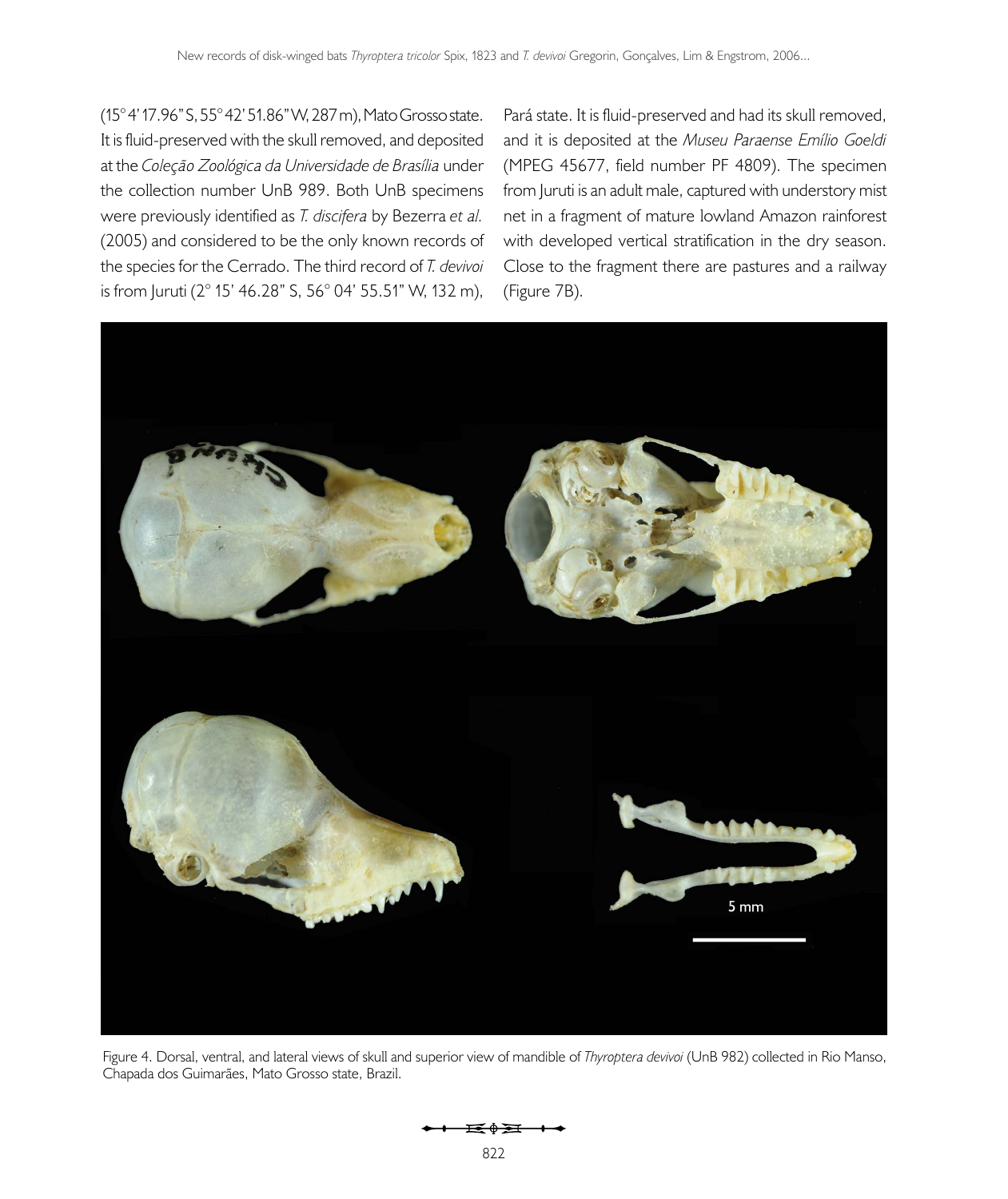(15° 4' 17.96" S, 55° 42' 51.86" W, 287 m), Mato Grosso state. It is fluid-preserved with the skull removed, and deposited at the *Coleção Zoológica da Universidade de Brasília* under the collection number UnB 989. Both UnB specimens were previously identified as *T. discifera* by Bezerra *et al.* (2005) and considered to be the only known records of the species for the Cerrado. The third record of *T. devivoi* is from Juruti (2° 15' 46.28" S, 56° 04' 55.51" W, 132 m), Pará state. It is fluid-preserved and had its skull removed, and it is deposited at the *Museu Paraense Emílio Goeldi* (MPEG 45677, field number PF 4809). The specimen from Juruti is an adult male, captured with understory mist net in a fragment of mature lowland Amazon rainforest with developed vertical stratification in the dry season. Close to the fragment there are pastures and a railway (Figure 7B).

Figure 4. Dorsal, ventral, and lateral views of skull and superior view of mandible of *Thyroptera devivoi* (UnB 982) collected in Rio Manso, Chapada dos Guimarães, Mato Grosso state, Brazil.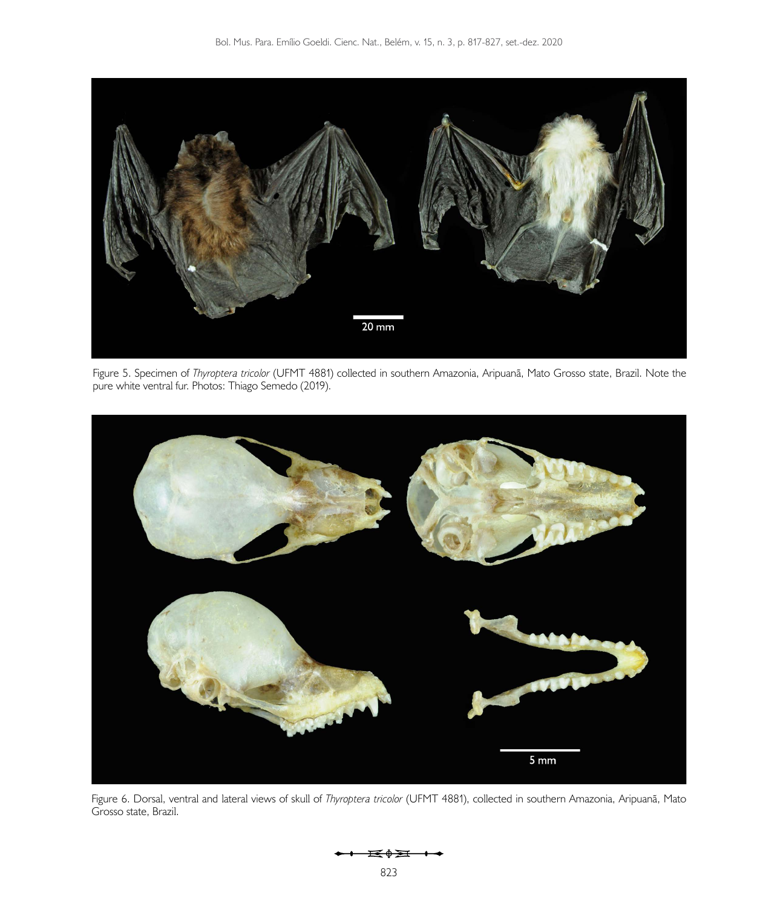Figure 5. Specimen of *Thyroptera tricolor* (UFMT 4881) collected in southern Amazonia, Aripuanã, Mato Grosso state, Brazil. Note the pure white ventral fur. Photos: Thiago Semedo (2019).

Figure 6. Dorsal, ventral and lateral views of skull of *Thyroptera tricolor* (UFMT 4881), collected in southern Amazonia, Aripuanã, Mato Grosso state, Brazil.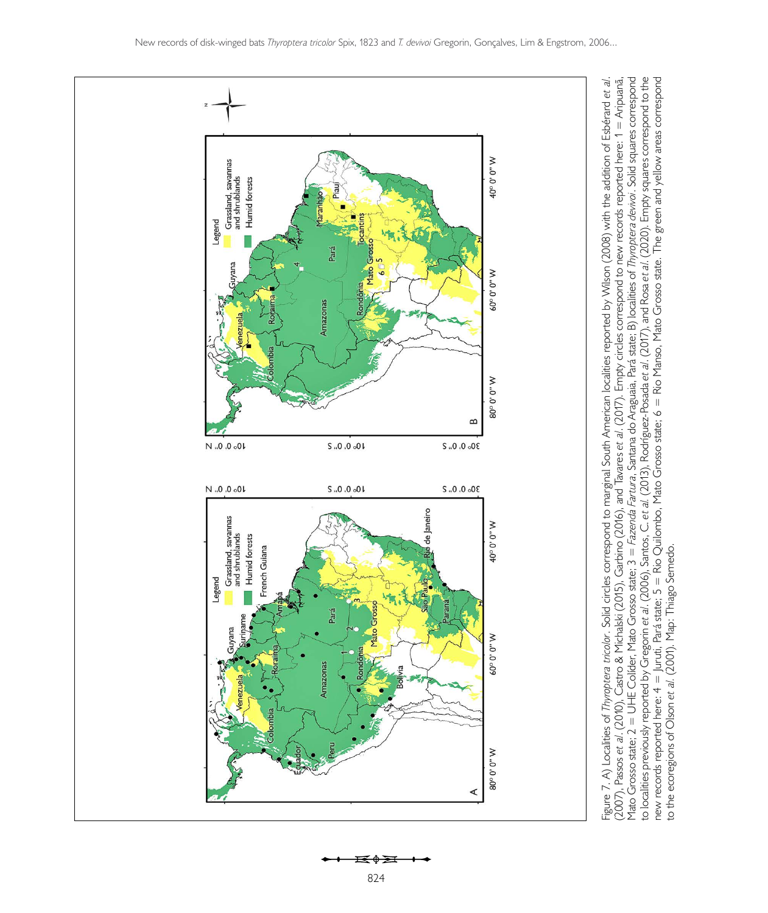Figure 7. A) Localities of *Thyroptera tricolor*. Solid circles correspond to marginal South American localities reported by Wilson (2008) with the addition of Esbérard *et al.* (2007), Passos *et al.* (2010), Castro & Michalski (2015), Garbino (2016), and Tavares *et al.* (2017). Empty circles correspond to new records reported here: 1 = Aripuanã, Mato Grosso state; 2 = UHE Colíder, Mato Grosso state; 3 = *Fazenda Fartura*, Santana do Araguaia, Pará state; B) localities of *Thyroptera devivoi*. Solid squares correspond to localities previously reported by Gregorin *et al.* (2006), Santos, C. *et al.* (2013), Rodríguez-Posada *et al.* (2017), and Rosa *et al.* (2020). Empty squares correspond to the new records reported here: 4 = Juruti, Pará state; 5 = Rio Quilombo, Mato Grosso state; 6 = Rio Manso, Mato Grosso state. The green and yellow areas correspond to the ecoregions of Olson *et al.* (2001). Map: Thiago Semedo.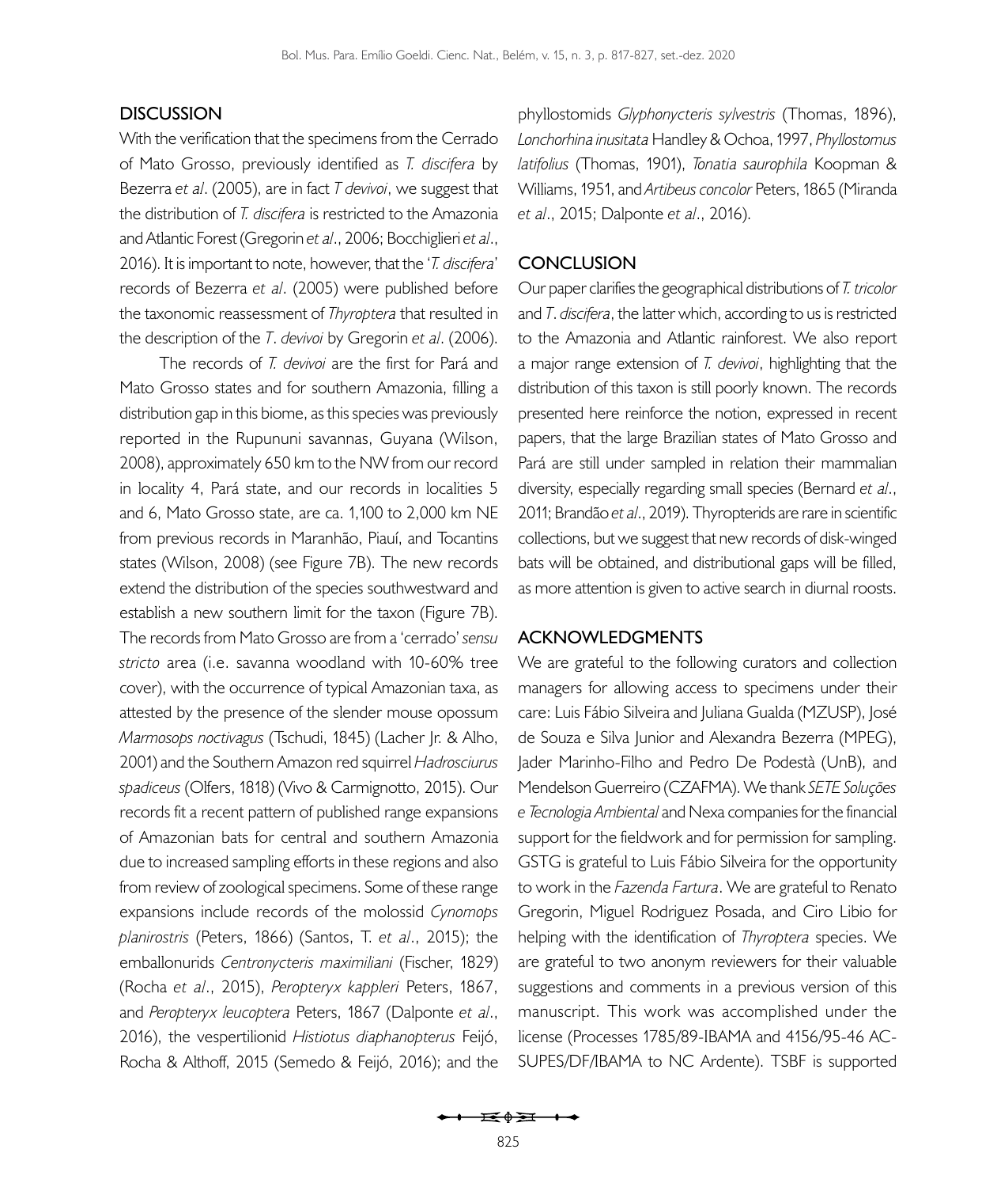## DISCUSSION

With the verification that the specimens from the Cerrado of Mato Grosso, previously identified as *T. discifera* by Bezerra *et al*. (2005), are in fact *T devivoi*, we suggest that the distribution of *T. discifera* is restricted to the Amazonia and Atlantic Forest (Gregorin *et al*., 2006; Bocchiglieri *et al*., 2016). It is important to note, however, that the '*T. discifera*' records of Bezerra *et al*. (2005) were published before the taxonomic reassessment of *Thyroptera* that resulted in the description of the *T*. *devivoi* by Gregorin *et al*. (2006).

The records of *T. devivoi* are the first for Pará and Mato Grosso states and for southern Amazonia, filling a distribution gap in this biome, as this species was previously reported in the Rupununi savannas, Guyana (Wilson, 2008), approximately 650 km to the NW from our record in locality 4, Pará state, and our records in localities 5 and 6, Mato Grosso state, are ca. 1,100 to 2,000 km NE from previous records in Maranhão, Piauí, and Tocantins states (Wilson, 2008) (see Figure 7B). The new records extend the distribution of the species southwestward and establish a new southern limit for the taxon (Figure 7B). The records from Mato Grosso are from a 'cerrado' *sensu stricto* area (i.e. savanna woodland with 10-60% tree cover), with the occurrence of typical Amazonian taxa, as attested by the presence of the slender mouse opossum *Marmosops noctivagus* (Tschudi, 1845) (Lacher Jr. & Alho, 2001) and the Southern Amazon red squirrel *Hadrosciurus spadiceus* (Olfers, 1818) (Vivo & Carmignotto, 2015). Our records fit a recent pattern of published range expansions of Amazonian bats for central and southern Amazonia due to increased sampling efforts in these regions and also from review of zoological specimens. Some of these range expansions include records of the molossid *Cynomops planirostris* (Peters, 1866) (Santos, T. *et al*., 2015); the emballonurids *Centronycteris maximiliani* (Fischer, 1829) (Rocha *et al*., 2015), *Peropteryx kappleri* Peters, 1867, and *Peropteryx leucoptera* Peters, 1867 (Dalponte *et al*., 2016), the vespertilionid *Histiotus diaphanopterus* Feijó, Rocha & Althoff, 2015 (Semedo & Feijó, 2016); and the phyllostomids *Glyphonycteris sylvestris* (Thomas, 1896), *Lonchorhina inusitata* Handley & Ochoa, 1997, *Phyllostomus latifolius* (Thomas, 1901), *Tonatia saurophila* Koopman & Williams, 1951, and *Artibeus concolor* Peters, 1865 (Miranda *et al*., 2015; Dalponte *et al*., 2016).

## CONCLUSION

Our paper clarifies the geographical distributions of *T. tricolor* and *T*. *discifera*, the latter which, according to us is restricted to the Amazonia and Atlantic rainforest. We also report a major range extension of *T. devivoi*, highlighting that the distribution of this taxon is still poorly known. The records presented here reinforce the notion, expressed in recent papers, that the large Brazilian states of Mato Grosso and Pará are still under sampled in relation their mammalian diversity, especially regarding small species (Bernard *et al*., 2011; Brandão *et al*., 2019). Thyropterids are rare in scientific collections, but we suggest that new records of disk-winged bats will be obtained, and distributional gaps will be filled, as more attention is given to active search in diurnal roosts.

## ACKNOWLEDGMENTS

We are grateful to the following curators and collection managers for allowing access to specimens under their care: Luis Fábio Silveira and Juliana Gualda (MZUSP), José de Souza e Silva Junior and Alexandra Bezerra (MPEG), Jader Marinho-Filho and Pedro De Podestà (UnB), and Mendelson Guerreiro (CZAFMA). We thank *SETE Soluções e Tecnologia Ambiental* and Nexa companies for the financial support for the fieldwork and for permission for sampling. GSTG is grateful to Luis Fábio Silveira for the opportunity to work in the *Fazenda Fartura*. We are grateful to Renato Gregorin, Miguel Rodriguez Posada, and Ciro Libio for helping with the identification of *Thyroptera* species. We are grateful to two anonym reviewers for their valuable suggestions and comments in a previous version of this manuscript. This work was accomplished under the license (Processes 1785/89-IBAMA and 4156/95-46 AC-SUPES/DF/IBAMA to NC Ardente). TSBF is supported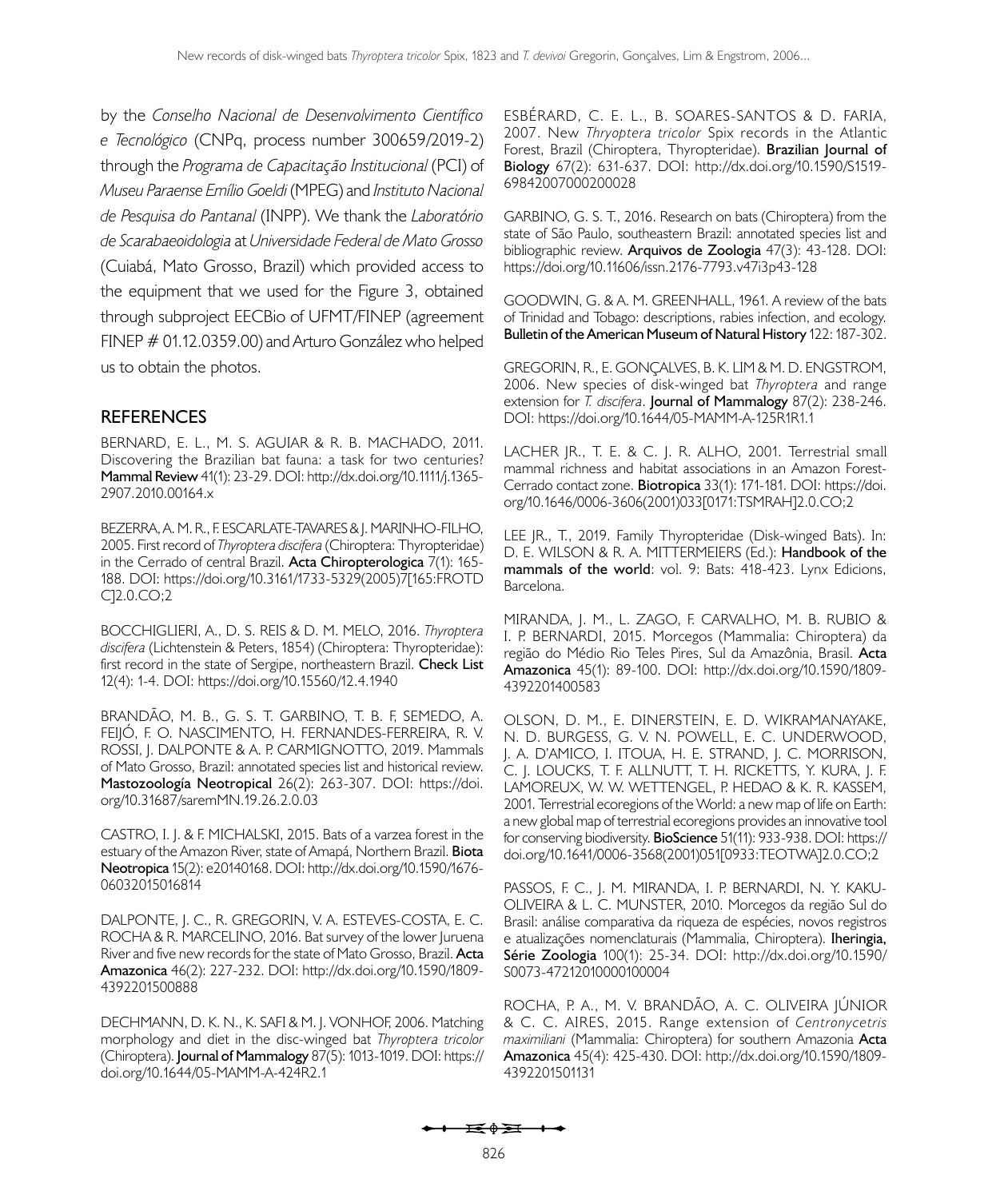by the *Conselho Nacional de Desenvolvimento Científico e Tecnológico* (CNPq, process number 300659/2019-2) through the *Programa de Capacitação Institucional* (PCI) of *Museu Paraense Emílio Goeldi* (MPEG) and *Instituto Nacional de Pesquisa do Pantanal* (INPP). We thank the *Laboratório de Scarabaeoidologia* at *Universidade Federal de Mato Grosso* (Cuiabá, Mato Grosso, Brazil) which provided access to the equipment that we used for the Figure 3, obtained through subproject EECBio of UFMT/FINEP (agreement FINEP # 01.12.0359.00) and Arturo González who helped us to obtain the photos.

## REFERENCES

BERNARD, E. L., M. S. AGUIAR & R. B. MACHADO, 2011. Discovering the Brazilian bat fauna: a task for two centuries? **Mammal Review** 41(1): 23-29. DOI: http://dx.doi.org/10.1111/j.1365-2907.2010.00164.x

BEZERRA, A. M. R., F. ESCARLATE-TAVARES & J. MARINHO-FILHO, 2005. First record of *Thyroptera discifera* (Chiroptera: Thyropteridae) in the Cerrado of central Brazil. **Acta Chiropterologica** 7(1): 165-188. DOI: https://doi.org/10.3161/1733-5329(2005)7[165:FROTDC]2.0.CO;2

BOCCHIGLIERI, A., D. S. REIS & D. M. MELO, 2016. *Thyroptera discifera* (Lichtenstein & Peters, 1854) (Chiroptera: Thyropteridae): first record in the state of Sergipe, northeastern Brazil. **Check List** 12(4): 1-4. DOI: https://doi.org/10.15560/12.4.1940

BRANDÃO, M. B., G. S. T. GARBINO, T. B. F, SEMEDO, A. FEIJÓ, F. O. NASCIMENTO, H. FERNANDES-FERREIRA, R. V. ROSSI, J. DALPONTE & A. P. CARMIGNOTTO, 2019. Mammals of Mato Grosso, Brazil: annotated species list and historical review. **Mastozoología Neotropical** 26(2): 263-307. DOI: https://doi.org/10.31687/saremMN.19.26.2.0.03

CASTRO, I. J. & F. MICHALSKI, 2015. Bats of a varzea forest in the estuary of the Amazon River, state of Amapá, Northern Brazil. **Biota Neotropica** 15(2): e20140168. DOI: http://dx.doi.org/10.1590/1676-06032015016814

DALPONTE, J. C., R. GREGORIN, V. A. ESTEVES-COSTA, E. C. ROCHA & R. MARCELINO, 2016. Bat survey of the lower Juruena River and five new records for the state of Mato Grosso, Brazil. **Acta Amazonica** 46(2): 227-232. DOI: http://dx.doi.org/10.1590/1809-4392201500888

DECHMANN, D. K. N., K. SAFI & M. J. VONHOF, 2006. Matching morphology and diet in the disc-winged bat *Thyroptera tricolor* (Chiroptera). **Journal of Mammalogy** 87(5): 1013-1019. DOI: https://doi.org/10.1644/05-MAMM-A-424R2.1

ESBÉRARD, C. E. L., B. SOARES-SANTOS & D. FARIA, 2007. New *Thryoptera tricolor* Spix records in the Atlantic Forest, Brazil (Chiroptera, Thyropteridae). **Brazilian Journal of Biology** 67(2): 631-637. DOI: http://dx.doi.org/10.1590/S1519-69842007000200028

GARBINO, G. S. T., 2016. Research on bats (Chiroptera) from the state of São Paulo, southeastern Brazil: annotated species list and bibliographic review. **Arquivos de Zoologia** 47(3): 43-128. DOI: https://doi.org/10.11606/issn.2176-7793.v47i3p43-128

GOODWIN, G. & A. M. GREENHALL, 1961. A review of the bats of Trinidad and Tobago: descriptions, rabies infection, and ecology. **Bulletin of the American Museum of Natural History** 122: 187-302.

GREGORIN, R., E. GONÇALVES, B. K. LIM & M. D. ENGSTROM, 2006. New species of disk-winged bat *Thyroptera* and range extension for *T. discifera*. **Journal of Mammalogy** 87(2): 238-246. DOI: https://doi.org/10.1644/05-MAMM-A-125R1R1.1

LACHER JR., T. E. & C. J. R. ALHO, 2001. Terrestrial small mammal richness and habitat associations in an Amazon Forest-Cerrado contact zone. **Biotropica** 33(1): 171-181. DOI: https://doi.org/10.1646/0006-3606(2001)033[0171:TSMRAH]2.0.CO;2

LEE JR., T., 2019. Family Thyropteridae (Disk-winged Bats). In: D. E. WILSON & R. A. MITTERMEIERS (Ed.): **Handbook of the mammals of the world**: vol. 9: Bats: 418-423. Lynx Edicions, Barcelona.

MIRANDA, J. M., L. ZAGO, F. CARVALHO, M. B. RUBIO & I. P. BERNARDI, 2015. Morcegos (Mammalia: Chiroptera) da região do Médio Rio Teles Pires, Sul da Amazônia, Brasil. **Acta Amazonica** 45(1): 89-100. DOI: http://dx.doi.org/10.1590/1809-4392201400583

OLSON, D. M., E. DINERSTEIN, E. D. WIKRAMANAYAKE, N. D. BURGESS, G. V. N. POWELL, E. C. UNDERWOOD, J. A. D'AMICO, I. ITOUA, H. E. STRAND, J. C. MORRISON, C. J. LOUCKS, T. F. ALLNUTT, T. H. RICKETTS, Y. KURA, J. F. LAMOREUX, W. W. WETTENGEL, P. HEDAO & K. R. KASSEM, 2001. Terrestrial ecoregions of the World: a new map of life on Earth: a new global map of terrestrial ecoregions provides an innovative tool for conserving biodiversity. **BioScience** 51(11): 933-938. DOI: https://doi.org/10.1641/0006-3568(2001)051[0933:TEOTWA]2.0.CO;2

PASSOS, F. C., J. M. MIRANDA, I. P. BERNARDI, N. Y. KAKU-OLIVEIRA & L. C. MUNSTER, 2010. Morcegos da região Sul do Brasil: análise comparativa da riqueza de espécies, novos registros e atualizações nomenclaturais (Mammalia, Chiroptera). **Iheringia, Série Zoologia** 100(1): 25-34. DOI: http://dx.doi.org/10.1590/S0073-47212010000100004

ROCHA, P. A., M. V. BRANDÃO, A. C. OLIVEIRA JÚNIOR & C. C. AIRES, 2015. Range extension of *Centronycetris maximiliani* (Mammalia: Chiroptera) for southern Amazonia **Acta Amazonica** 45(4): 425-430. DOI: http://dx.doi.org/10.1590/1809-4392201501131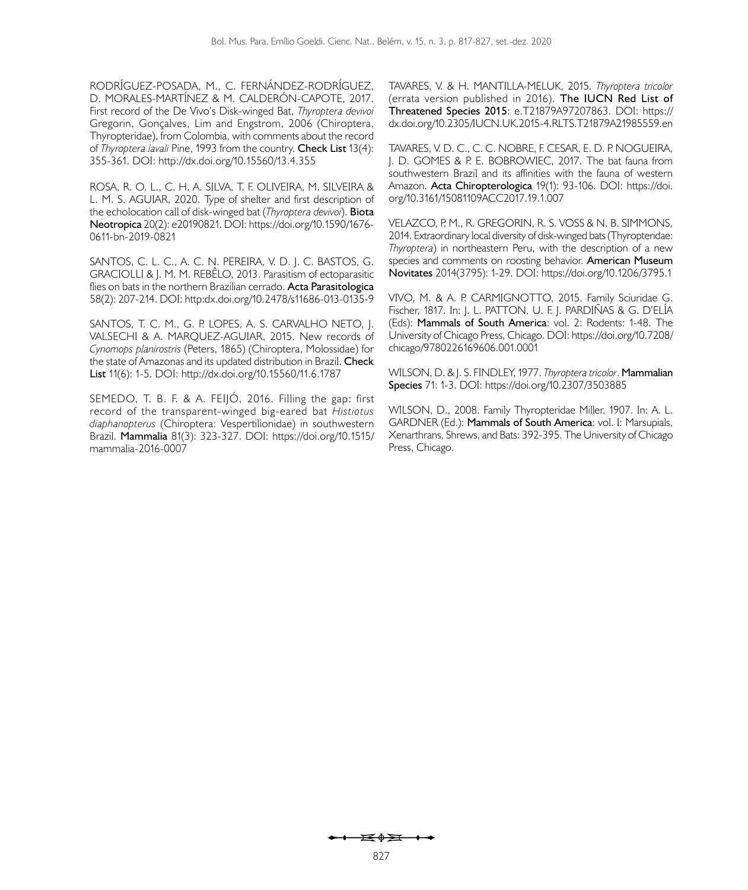RODRÍGUEZ-POSADA, M., C. FERNÁNDEZ-RODRÍGUEZ, D. MORALES-MARTÍNEZ & M. CALDERÓN-CAPOTE, 2017. First record of the De Vivo's Disk-winged Bat, *Thyroptera devivoi* Gregorin, Gonçalves, Lim and Engstrom, 2006 (Chiroptera, Thyropteridae), from Colombia, with comments about the record of *Thyroptera lavali* Pine, 1993 from the country. **Check List** 13(4): 355-361. DOI: http://dx.doi.org/10.15560/13.4.355

ROSA, R. O. L., C. H. A. SILVA, T. F. OLIVEIRA, M. SILVEIRA & L. M. S. AGUIAR, 2020. Type of shelter and first description of the echolocation call of disk-winged bat (*Thyroptera devivoi*). **Biota Neotropica** 20(2): e20190821. DOI: https://doi.org/10.1590/1676-0611-bn-2019-0821

SANTOS, C. L. C., A. C. N. PEREIRA, V. D. J. C. BASTOS, G. GRACIOLLI & J. M. M. REBÊLO, 2013. Parasitism of ectoparasitic flies on bats in the northern Brazilian cerrado. **Acta Parasitologica** 58(2): 207-214. DOI: http:dx.doi.org/10.2478/s11686-013-0135-9

SANTOS, T. C. M., G. P. LOPES, A. S. CARVALHO NETO, J. VALSECHI & A. MARQUEZ-AGUIAR, 2015. New records of *Cynomops planirostris* (Peters, 1865) (Chiroptera, Molossidae) for the state of Amazonas and its updated distribution in Brazil. **Check List** 11(6): 1-5. DOI: http://dx.doi.org/10.15560/11.6.1787

SEMEDO, T. B. F. & A. FEIJÓ, 2016. Filling the gap: first record of the transparent-winged big-eared bat *Histiotus diaphanopterus* (Chiroptera: Vespertilionidae) in southwestern Brazil. **Mammalia** 81(3): 323-327. DOI: https://doi.org/10.1515/mammalia-2016-0007

TAVARES, V. & H. MANTILLA-MELUK, 2015. *Thyroptera tricolor* (errata version published in 2016). **The IUCN Red List of Threatened Species 2015**: e.T21879A97207863. DOI: https://dx.doi.org/10.2305/IUCN.UK.2015-4.RLTS.T21879A21985559.en

TAVARES, V. D. C., C. C. NOBRE, F. CESAR, E. D. P. NOGUEIRA, J. D. GOMES & P. E. BOBROWIEC, 2017. The bat fauna from southwestern Brazil and its affinities with the fauna of western Amazon. **Acta Chiropterologica** 19(1): 93-106. DOI: https://doi.org/10.3161/15081109ACC2017.19.1.007

VELAZCO, P. M., R. GREGORIN, R. S. VOSS & N. B. SIMMONS, 2014. Extraordinary local diversity of disk-winged bats (Thyropteridae: *Thyroptera*) in northeastern Peru, with the description of a new species and comments on roosting behavior. **American Museum Novitates** 2014(3795): 1-29. DOI: https://doi.org/10.1206/3795.1

VIVO, M. & A. P. CARMIGNOTTO, 2015. Family Sciuridae G. Fischer, 1817. In: J. L. PATTON, U. F. J. PARDIÑAS & G. D'ELÍA (Eds): **Mammals of South America**: vol. 2: Rodents: 1-48. The University of Chicago Press, Chicago. DOI: https://doi.org/10.7208/chicago/9780226169606.001.0001

WILSON, D. & J. S. FINDLEY, 1977. *Thyroptera tricolor*. **Mammalian Species** 71: 1-3. DOI: https://doi.org/10.2307/3503885

WILSON, D., 2008. Family Thyropteridae Miller, 1907. In: A. L. GARDNER (Ed.): **Mammals of South America**: vol. I: Marsupials, Xenarthrans, Shrews, and Bats: 392-395. The University of Chicago Press, Chicago.